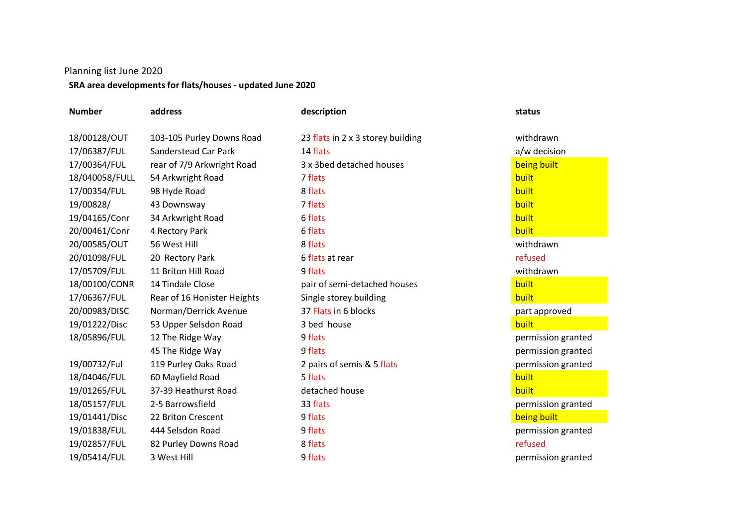Planning list June 2020

**SRA area developments for flats/houses - updated June 2020**

| **Number** | **address** | **description** | **status** |
|---|---|---|---|
| 18/00128/OUT | 103-105 Purley Downs Road | 23 flats in 2 x 3 storey building | withdrawn |
| 17/06387/FUL | Sanderstead Car Park | 14 flats | a/w decision |
| 17/00364/FUL | rear of 7/9 Arkwright Road | 3 x 3bed detached houses | being built |
| 18/040058/FULL | 54 Arkwright Road | 7 flats | built |
| 17/00354/FUL | 98 Hyde Road | 8 flats | built |
| 19/00828/ | 43 Downsway | 7 flats | built |
| 19/04165/Conr | 34 Arkwright Road | 6 flats | built |
| 20/00461/Conr | 4 Rectory Park | 6 flats | built |
| 20/00585/OUT | 56 West Hill | 8 flats | withdrawn |
| 20/01098/FUL | 20 Rectory Park | 6 flats at rear | refused |
| 17/05709/FUL | 11 Briton Hill Road | 9 flats | withdrawn |
| 18/00100/CONR | 14 Tindale Close | pair of semi-detached houses | built |
| 17/06367/FUL | Rear of 16 Honister Heights | Single storey building | built |
| 20/00983/DISC | Norman/Derrick Avenue | 37 Flats in 6 blocks | part approved |
| 19/01222/Disc | 53 Upper Selsdon Road | 3 bed house | built |
| 18/05896/FUL | 12 The Ridge Way | 9 flats | permission granted |
| | 45 The Ridge Way | 9 flats | permission granted |
| 19/00732/Ful | 119 Purley Oaks Road | 2 pairs of semis & 5 flats | permission granted |
| 18/04046/FUL | 60 Mayfield Road | 5 flats | built |
| 19/01265/FUL | 37-39 Heathurst Road | detached house | built |
| 18/05157/FUL | 2-5 Barrowsfield | 33 flats | permission granted |
| 19/01441/Disc | 22 Briton Crescent | 9 flats | being built |
| 19/01838/FUL | 444 Selsdon Road | 9 flats | permission granted |
| 19/02857/FUL | 82 Purley Downs Road | 8 flats | refused |
| 19/05414/FUL | 3 West Hill | 9 flats | permission granted |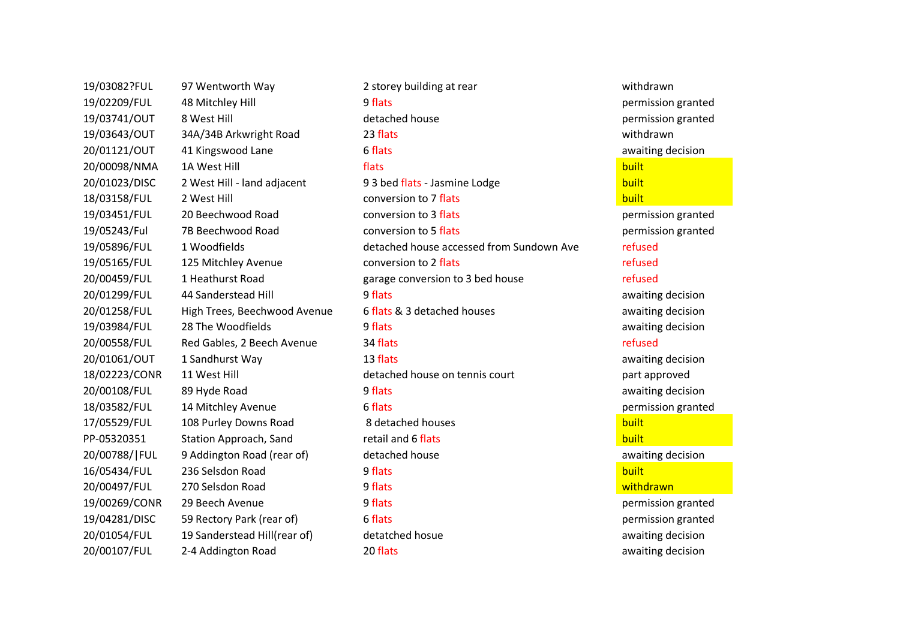| | | | |
|---|---|---|---|
| 19/03082?FUL | 97 Wentworth Way | 2 storey building at rear | withdrawn |
| 19/02209/FUL | 48 Mitchley Hill | 9 flats | permission granted |
| 19/03741/OUT | 8 West Hill | detached house | permission granted |
| 19/03643/OUT | 34A/34B Arkwright Road | 23 flats | withdrawn |
| 20/01121/OUT | 41 Kingswood Lane | 6 flats | awaiting decision |
| 20/00098/NMA | 1A West Hill | flats | built |
| 20/01023/DISC | 2 West Hill - land adjacent | 9 3 bed flats - Jasmine Lodge | built |
| 18/03158/FUL | 2 West Hill | conversion to 7 flats | built |
| 19/03451/FUL | 20 Beechwood Road | conversion to 3 flats | permission granted |
| 19/05243/Ful | 7B Beechwood Road | conversion to 5 flats | permission granted |
| 19/05896/FUL | 1 Woodfields | detached house accessed from Sundown Ave | refused |
| 19/05165/FUL | 125 Mitchley Avenue | conversion to 2 flats | refused |
| 20/00459/FUL | 1 Heathurst Road | garage conversion to 3 bed house | refused |
| 20/01299/FUL | 44 Sanderstead Hill | 9 flats | awaiting decision |
| 20/01258/FUL | High Trees, Beechwood Avenue | 6 flats & 3 detached houses | awaiting decision |
| 19/03984/FUL | 28 The Woodfields | 9 flats | awaiting decision |
| 20/00558/FUL | Red Gables, 2 Beech Avenue | 34 flats | refused |
| 20/01061/OUT | 1 Sandhurst Way | 13 flats | awaiting decision |
| 18/02223/CONR | 11 West Hill | detached house on tennis court | part approved |
| 20/00108/FUL | 89 Hyde Road | 9 flats | awaiting decision |
| 18/03582/FUL | 14 Mitchley Avenue | 6 flats | permission granted |
| 17/05529/FUL | 108 Purley Downs Road | 8 detached houses | built |
| PP-05320351 | Station Approach, Sand | retail and 6 flats | built |
| 20/00788/\|FUL | 9 Addington Road (rear of) | detached house | awaiting decision |
| 16/05434/FUL | 236 Selsdon Road | 9 flats | built |
| 20/00497/FUL | 270 Selsdon Road | 9 flats | withdrawn |
| 19/00269/CONR | 29 Beech Avenue | 9 flats | permission granted |
| 19/04281/DISC | 59 Rectory Park (rear of) | 6 flats | permission granted |
| 20/01054/FUL | 19 Sanderstead Hill(rear of) | detatched hosue | awaiting decision |
| 20/00107/FUL | 2-4 Addington Road | 20 flats | awaiting decision |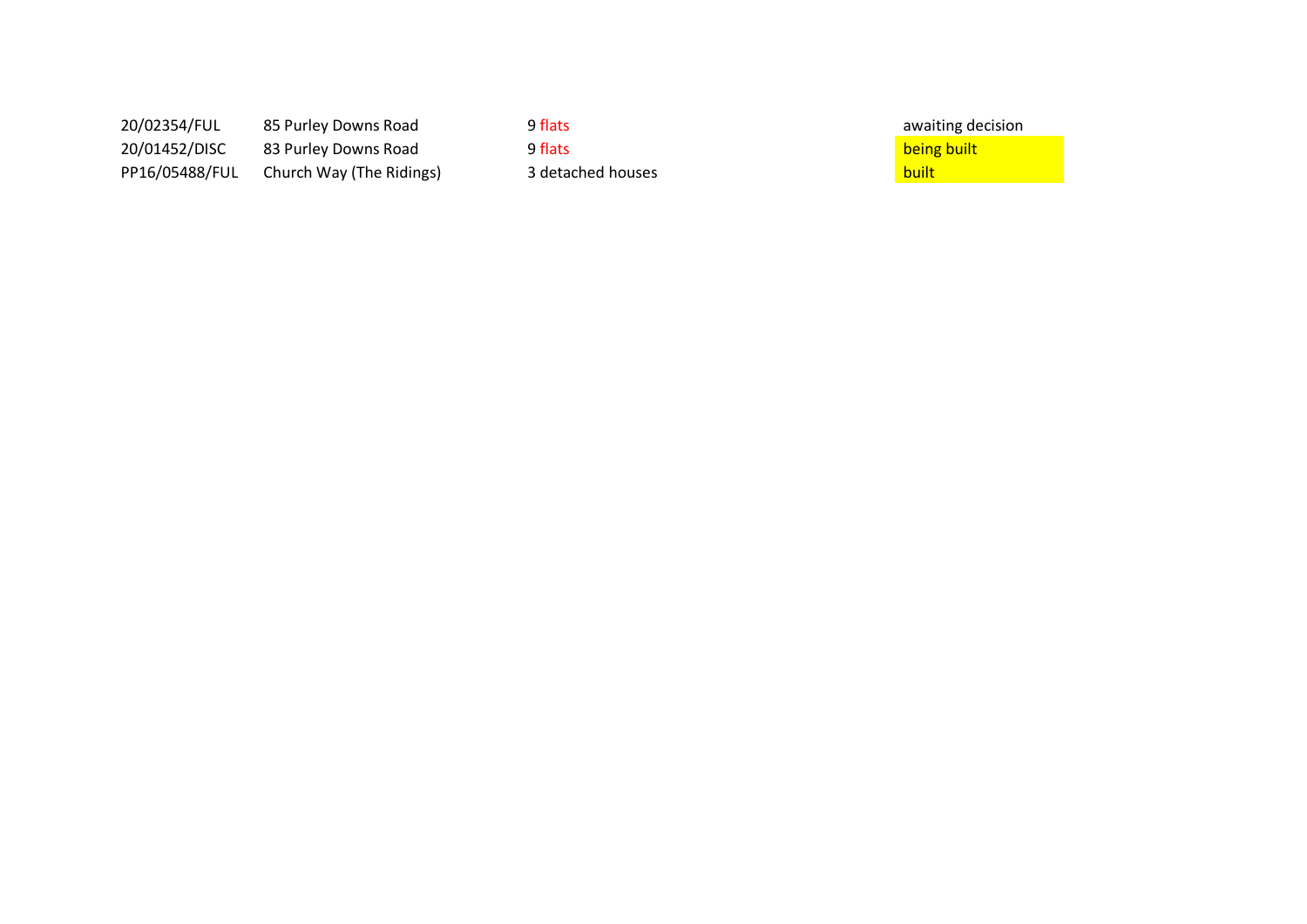| | | | |
|---|---|---|---|
| 20/02354/FUL | 85 Purley Downs Road | 9 flats | awaiting decision |
| 20/01452/DISC | 83 Purley Downs Road | 9 flats | being built |
| PP16/05488/FUL | Church Way (The Ridings) | 3 detached houses | built |